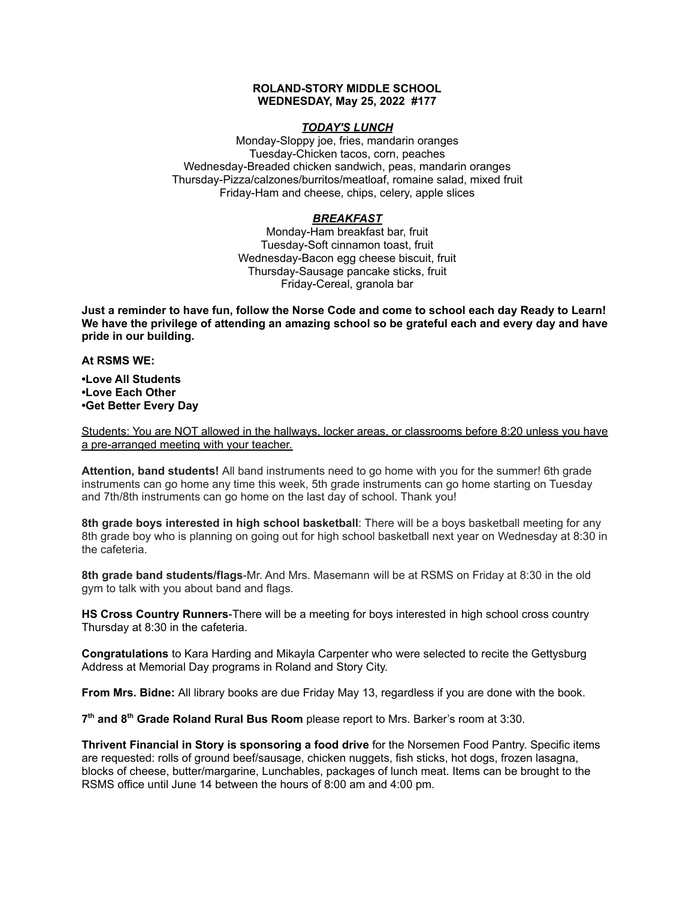**ROLAND-STORY MIDDLE SCHOOL**
**WEDNESDAY, May 25, 2022 #177**

***TODAY'S LUNCH***

Monday-Sloppy joe, fries, mandarin oranges
Tuesday-Chicken tacos, corn, peaches
Wednesday-Breaded chicken sandwich, peas, mandarin oranges
Thursday-Pizza/calzones/burritos/meatloaf, romaine salad, mixed fruit
Friday-Ham and cheese, chips, celery, apple slices

***BREAKFAST***

Monday-Ham breakfast bar, fruit
Tuesday-Soft cinnamon toast, fruit
Wednesday-Bacon egg cheese biscuit, fruit
Thursday-Sausage pancake sticks, fruit
Friday-Cereal, granola bar

**Just a reminder to have fun, follow the Norse Code and come to school each day Ready to Learn! We have the privilege of attending an amazing school so be grateful each and every day and have pride in our building.**

**At RSMS WE:**

**•Love All Students**
**•Love Each Other**
**•Get Better Every Day**

<u>Students: You are NOT allowed in the hallways, locker areas, or classrooms before 8:20 unless you have a pre-arranged meeting with your teacher.</u>

**Attention, band students!** All band instruments need to go home with you for the summer! 6th grade instruments can go home any time this week, 5th grade instruments can go home starting on Tuesday and 7th/8th instruments can go home on the last day of school. Thank you!

**8th grade boys interested in high school basketball**: There will be a boys basketball meeting for any 8th grade boy who is planning on going out for high school basketball next year on Wednesday at 8:30 in the cafeteria.

**8th grade band students/flags**-Mr. And Mrs. Masemann will be at RSMS on Friday at 8:30 in the old gym to talk with you about band and flags.

**HS Cross Country Runners**-There will be a meeting for boys interested in high school cross country Thursday at 8:30 in the cafeteria.

**Congratulations** to Kara Harding and Mikayla Carpenter who were selected to recite the Gettysburg Address at Memorial Day programs in Roland and Story City.

**From Mrs. Bidne:** All library books are due Friday May 13, regardless if you are done with the book.

**7th and 8th Grade Roland Rural Bus Room** please report to Mrs. Barker's room at 3:30.

**Thrivent Financial in Story is sponsoring a food drive** for the Norsemen Food Pantry. Specific items are requested: rolls of ground beef/sausage, chicken nuggets, fish sticks, hot dogs, frozen lasagna, blocks of cheese, butter/margarine, Lunchables, packages of lunch meat. Items can be brought to the RSMS office until June 14 between the hours of 8:00 am and 4:00 pm.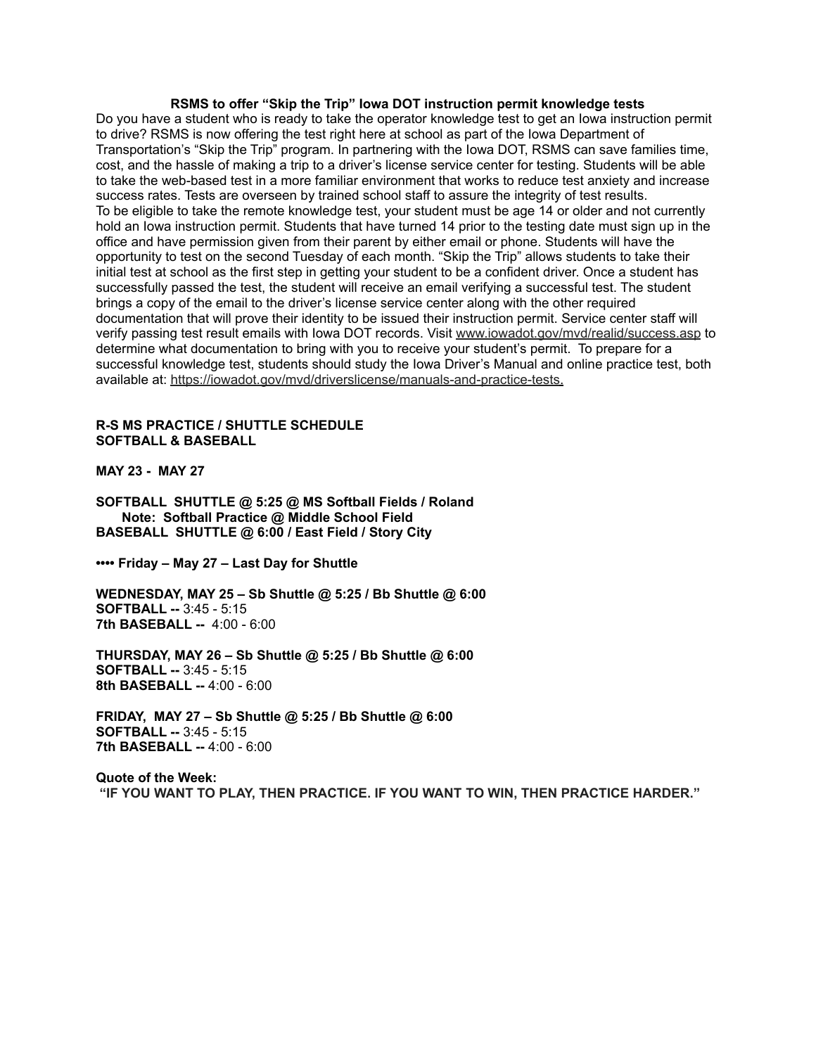### RSMS to offer "Skip the Trip" Iowa DOT instruction permit knowledge tests

Do you have a student who is ready to take the operator knowledge test to get an Iowa instruction permit to drive? RSMS is now offering the test right here at school as part of the Iowa Department of Transportation's "Skip the Trip" program. In partnering with the Iowa DOT, RSMS can save families time, cost, and the hassle of making a trip to a driver's license service center for testing. Students will be able to take the web-based test in a more familiar environment that works to reduce test anxiety and increase success rates. Tests are overseen by trained school staff to assure the integrity of test results.

To be eligible to take the remote knowledge test, your student must be age 14 or older and not currently hold an Iowa instruction permit. Students that have turned 14 prior to the testing date must sign up in the office and have permission given from their parent by either email or phone. Students will have the opportunity to test on the second Tuesday of each month. "Skip the Trip" allows students to take their initial test at school as the first step in getting your student to be a confident driver. Once a student has successfully passed the test, the student will receive an email verifying a successful test. The student brings a copy of the email to the driver's license service center along with the other required documentation that will prove their identity to be issued their instruction permit. Service center staff will verify passing test result emails with Iowa DOT records. Visit www.iowadot.gov/mvd/realid/success.asp to determine what documentation to bring with you to receive your student's permit. To prepare for a successful knowledge test, students should study the Iowa Driver's Manual and online practice test, both available at: https://iowadot.gov/mvd/driverslicense/manuals-and-practice-tests.

**R-S MS PRACTICE / SHUTTLE SCHEDULE**
**SOFTBALL & BASEBALL**

**MAY 23 - MAY 27**

**SOFTBALL SHUTTLE @ 5:25 @ MS Softball Fields / Roland**
**Note: Softball Practice @ Middle School Field**
**BASEBALL SHUTTLE @ 6:00 / East Field / Story City**

**•••• Friday – May 27 – Last Day for Shuttle**

**WEDNESDAY, MAY 25 – Sb Shuttle @ 5:25 / Bb Shuttle @ 6:00**
**SOFTBALL --** 3:45 - 5:15
**7th BASEBALL --** 4:00 - 6:00

**THURSDAY, MAY 26 – Sb Shuttle @ 5:25 / Bb Shuttle @ 6:00**
**SOFTBALL --** 3:45 - 5:15
**8th BASEBALL --** 4:00 - 6:00

**FRIDAY, MAY 27 – Sb Shuttle @ 5:25 / Bb Shuttle @ 6:00**
**SOFTBALL --** 3:45 - 5:15
**7th BASEBALL --** 4:00 - 6:00

**Quote of the Week:**
**"IF YOU WANT TO PLAY, THEN PRACTICE. IF YOU WANT TO WIN, THEN PRACTICE HARDER."**